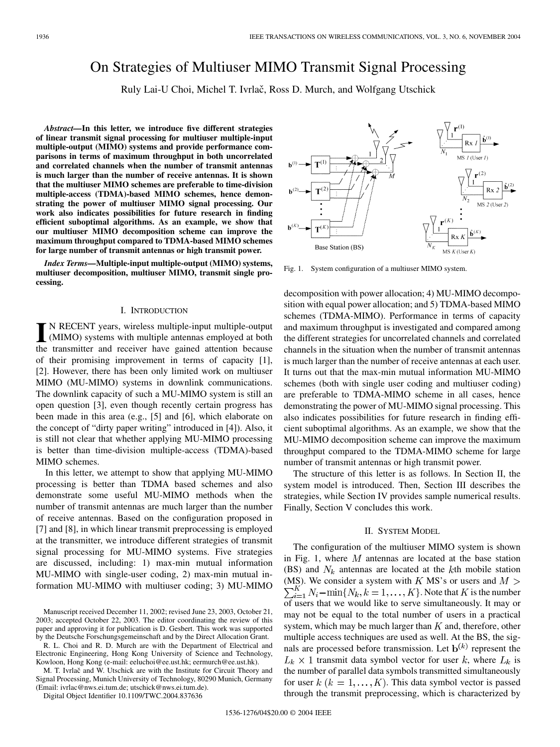# On Strategies of Multiuser MIMO Transmit Signal Processing

Ruly Lai-U Choi, Michel T. Ivrlač, Ross D. Murch, and Wolfgang Utschick

***Abstract*—In this letter, we introduce five different strategies of linear transmit signal processing for multiuser multiple-input multiple-output (MIMO) systems and provide performance comparisons in terms of maximum throughput in both uncorrelated and correlated channels when the number of transmit antennas is much larger than the number of receive antennas. It is shown that the multiuser MIMO schemes are preferable to time-division multiple-access (TDMA)-based MIMO schemes, hence demonstrating the power of multiuser MIMO signal processing. Our work also indicates possibilities for future research in finding efficient suboptimal algorithms. As an example, we show that our multiuser MIMO decomposition scheme can improve the maximum throughput compared to TDMA-based MIMO schemes for large number of transmit antennas or high transmit power.**

***Index Terms*—Multiple-input multiple-output (MIMO) systems, multiuser decomposition, multiuser MIMO, transmit single processing.**

## I. Introduction

In recent years, wireless multiple-input multiple-output (MIMO) systems with multiple antennas employed at both the transmitter and receiver have gained attention because of their promising improvement in terms of capacity [1], [2]. However, there has been only limited work on multiuser MIMO (MU-MIMO) systems in downlink communications. The downlink capacity of such a MU-MIMO system is still an open question [3], even though recently certain progress has been made in this area (e.g., [5] and [6], which elaborate on the concept of "dirty paper writing" introduced in [4]). Also, it is still not clear that whether applying MU-MIMO processing is better than time-division multiple-access (TDMA)-based MIMO schemes.

In this letter, we attempt to show that applying MU-MIMO processing is better than TDMA based schemes and also demonstrate some useful MU-MIMO methods when the number of transmit antennas are much larger than the number of receive antennas. Based on the configuration proposed in [7] and [8], in which linear transmit preprocessing is employed at the transmitter, we introduce different strategies of transmit signal processing for MU-MIMO systems. Five strategies are discussed, including: 1) max-min mutual information MU-MIMO with single-user coding, 2) max-min mutual information MU-MIMO with multiuser coding; 3) MU-MIMO decomposition with power allocation; 4) MU-MIMO decomposition with equal power allocation; and 5) TDMA-based MIMO schemes (TDMA-MIMO). Performance in terms of capacity and maximum throughput is investigated and compared among the different strategies for uncorrelated channels and correlated channels in the situation when the number of transmit antennas is much larger than the number of receive antennas at each user. It turns out that the max-min mutual information MU-MIMO schemes (both with single user coding and multiuser coding) are preferable to TDMA-MIMO scheme in all cases, hence demonstrating the power of MU-MIMO signal processing. This also indicates possibilities for future research in finding efficient suboptimal algorithms. As an example, we show that the MU-MIMO decomposition scheme can improve the maximum throughput compared to the TDMA-MIMO scheme for large number of transmit antennas or high transmit power.

The structure of this letter is as follows. In Section II, the system model is introduced. Then, Section III describes the strategies, while Section IV provides sample numerical results. Finally, Section V concludes this work.

Fig. 1. System configuration of a multiuser MIMO system.

## II. System Model

The configuration of the multiuser MIMO system is shown in Fig. 1, where $M$ antennas are located at the base station (BS) and $N_k$ antennas are located at the $k$th mobile station (MS). We consider a system with $K$ MS's or users and $M > \sum_{i=1}^{K} N_i - \min\{N_k, k = 1, \ldots, K\}$. Note that $K$ is the number of users that we would like to serve simultaneously. It may or may not be equal to the total number of users in a practical system, which may be much larger than $K$ and, therefore, other multiple access techniques are used as well. At the BS, the signals are processed before transmission. Let $\mathbf{b}^{(k)}$ represent the $L_k \times 1$ transmit data symbol vector for user $k$, where $L_k$ is the number of parallel data symbols transmitted simultaneously for user $k$ $(k = 1, \ldots, K)$. This data symbol vector is passed through the transmit preprocessing, which is characterized by

---

Manuscript received December 11, 2002; revised June 23, 2003, October 21, 2003; accepted October 22, 2003. The editor coordinating the review of this paper and approving it for publication is D. Gesbert. This work was supported by the Deutsche Forschungsgemeinschaft and by the Direct Allocation Grant.

R. L. Choi and R. D. Murch are with the Department of Electrical and Electronic Engineering, Hong Kong University of Science and Technology, Kowloon, Hong Kong (e-mail: eeluchoi@ee.ust.hk; eermurch@ee.ust.hk).

M. T. Ivrlač and W. Utschick are with the Institute for Circuit Theory and Signal Processing, Munich University of Technology, 80290 Munich, Germany (Email: ivrlac@nws.ei.tum.de; utschick@nws.ei.tum.de).

Digital Object Identifier 10.1109/TWC.2004.837636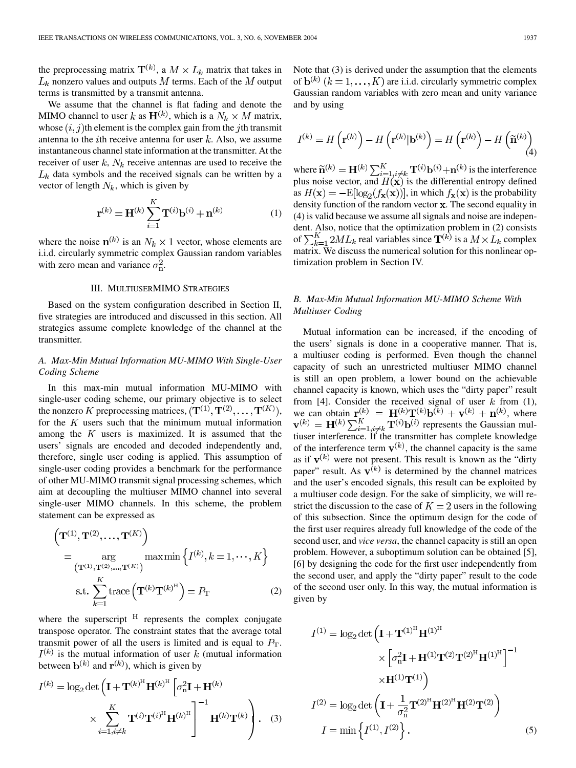the preprocessing matrix $\mathbf{T}^{(k)}$, a $M \times L_k$ matrix that takes in $L_k$ nonzero values and outputs $M$ terms. Each of the $M$ output terms is transmitted by a transmit antenna.

We assume that the channel is flat fading and denote the MIMO channel to user $k$ as $\mathbf{H}^{(k)}$, which is a $N_k \times M$ matrix, whose $(i, j)$th element is the complex gain from the $j$th transmit antenna to the $i$th receive antenna for user $k$. Also, we assume instantaneous channel state information at the transmitter. At the receiver of user $k$, $N_k$ receive antennas are used to receive the $L_k$ data symbols and the received signals can be written by a vector of length $N_k$, which is given by

$$\mathbf{r}^{(k)} = \mathbf{H}^{(k)} \sum_{i=1}^{K} \mathbf{T}^{(i)} \mathbf{b}^{(i)} + \mathbf{n}^{(k)} \tag{1}$$

where the noise $\mathbf{n}^{(k)}$ is an $N_k \times 1$ vector, whose elements are i.i.d. circularly symmetric complex Gaussian random variables with zero mean and variance $\sigma_{\mathrm{n}}^2$.

## III. MultiuserMIMO Strategies

Based on the system configuration described in Section II, five strategies are introduced and discussed in this section. All strategies assume complete knowledge of the channel at the transmitter.

### *A. Max-Min Mutual Information MU-MIMO With Single-User Coding Scheme*

In this max-min mutual information MU-MIMO with single-user coding scheme, our primary objective is to select the nonzero $K$ preprocessing matrices, $(\mathbf{T}^{(1)}, \mathbf{T}^{(2)}, \ldots, \mathbf{T}^{(K)})$, for the $K$ users such that the minimum mutual information among the $K$ users is maximized. It is assumed that the users' signals are encoded and decoded independently and, therefore, single user coding is applied. This assumption of single-user coding provides a benchmark for the performance of other MU-MIMO transmit signal processing schemes, which aim at decoupling the multiuser MIMO channel into several single-user MIMO channels. In this scheme, the problem statement can be expressed as

$$\begin{aligned}
\left(\mathbf{T}^{(1)}, \mathbf{T}^{(2)}, \ldots, \mathbf{T}^{(K)}\right) &= \underset{\left(\mathbf{T}^{(1)}, \mathbf{T}^{(2)}, \ldots, \mathbf{T}^{(K)}\right)}{\arg} \max \min \left\{ I^{(k)}, k = 1, \cdots, K \right\} \\
&\text{s.t.} \sum_{k=1}^{K} \operatorname{trace}\left(\mathbf{T}^{(k)} \mathbf{T}^{(k)^{\mathrm{H}}}\right) = P_{\mathrm{T}}
\end{aligned} \tag{2}$$

where the superscript $^{\mathrm{H}}$ represents the complex conjugate transpose operator. The constraint states that the average total transmit power of all the users is limited and is equal to $P_{\mathrm{T}}$. $I^{(k)}$ is the mutual information of user $k$ (mutual information between $\mathbf{b}^{(k)}$ and $\mathbf{r}^{(k)}$), which is given by

$$I^{(k)} = \log_2 \det \left( \mathbf{I} + \mathbf{T}^{(k)^{\mathrm{H}}} \mathbf{H}^{(k)^{\mathrm{H}}} \left[ \sigma_{\mathrm{n}}^2 \mathbf{I} + \mathbf{H}^{(k)} \times \sum_{i=1, i \neq k}^{K} \mathbf{T}^{(i)} \mathbf{T}^{(i)^{\mathrm{H}}} \mathbf{H}^{(k)^{\mathrm{H}}} \right]^{-1} \mathbf{H}^{(k)} \mathbf{T}^{(k)} \right). \tag{3}$$

Note that (3) is derived under the assumption that the elements of $\mathbf{b}^{(k)}$ $(k = 1, \ldots, K)$ are i.i.d. circularly symmetric complex Gaussian random variables with zero mean and unity variance and by using

$$I^{(k)} = H\left(\mathbf{r}^{(k)}\right) - H\left(\mathbf{r}^{(k)} | \mathbf{b}^{(k)}\right) = H\left(\mathbf{r}^{(k)}\right) - H\left(\widetilde{\mathbf{n}}^{(k)}\right) \tag{4}$$

where $\widetilde{\mathbf{n}}^{(k)} = \mathbf{H}^{(k)} \sum_{i=1, i \neq k}^{K} \mathbf{T}^{(i)} \mathbf{b}^{(i)} + \mathbf{n}^{(k)}$ is the interference plus noise vector, and $H(\mathbf{x})$ is the differential entropy defined as $H(\mathbf{x}) = -\mathrm{E}[\log_2(f_{\mathbf{x}}(\mathbf{x}))]$, in which $f_{\mathbf{x}}(\mathbf{x})$ is the probability density function of the random vector $\mathbf{x}$. The second equality in (4) is valid because we assume all signals and noise are independent. Also, notice that the optimization problem in (2) consists of $\sum_{k=1}^{K} 2ML_k$ real variables since $\mathbf{T}^{(k)}$ is a $M \times L_k$ complex matrix. We discuss the numerical solution for this nonlinear optimization problem in Section IV.

### *B. Max-Min Mutual Information MU-MIMO Scheme With Multiuser Coding*

Mutual information can be increased, if the encoding of the users' signals is done in a cooperative manner. That is, a multiuser coding is performed. Even though the channel capacity of such an unrestricted multiuser MIMO channel is still an open problem, a lower bound on the achievable channel capacity is known, which uses the "dirty paper" result from [4]. Consider the received signal of user $k$ from (1), we can obtain $\mathbf{r}^{(k)} = \mathbf{H}^{(k)} \mathbf{T}^{(k)} \mathbf{b}^{(k)} + \mathbf{v}^{(k)} + \mathbf{n}^{(k)}$, where $\mathbf{v}^{(k)} = \mathbf{H}^{(k)} \sum_{i=1, i \neq k}^{K} \mathbf{T}^{(i)} \mathbf{b}^{(i)}$ represents the Gaussian multiuser interference. If the transmitter has complete knowledge of the interference term $\mathbf{v}^{(k)}$, the channel capacity is the same as if $\mathbf{v}^{(k)}$ were not present. This result is known as the "dirty paper" result. As $\mathbf{v}^{(k)}$ is determined by the channel matrices and the user's encoded signals, this result can be exploited by a multiuser code design. For the sake of simplicity, we will restrict the discussion to the case of $K = 2$ users in the following of this subsection. Since the optimum design for the code of the first user requires already full knowledge of the code of the second user, and *vice versa*, the channel capacity is still an open problem. However, a suboptimum solution can be obtained [5], [6] by designing the code for the first user independently from the second user, and apply the "dirty paper" result to the code of the second user only. In this way, the mutual information is given by

$$\begin{aligned}
I^{(1)} &= \log_2 \det \left( \mathbf{I} + \mathbf{T}^{(1)^{\mathrm{H}}} \mathbf{H}^{(1)^{\mathrm{H}}} \times \left[ \sigma_{\mathrm{n}}^2 \mathbf{I} + \mathbf{H}^{(1)} \mathbf{T}^{(2)} \mathbf{T}^{(2)^{\mathrm{H}}} \mathbf{H}^{(1)^{\mathrm{H}}} \right]^{-1} \times \mathbf{H}^{(1)} \mathbf{T}^{(1)} \right) \\
I^{(2)} &= \log_2 \det \left( \mathbf{I} + \frac{1}{\sigma_{\mathrm{n}}^2} \mathbf{T}^{(2)^{\mathrm{H}}} \mathbf{H}^{(2)^{\mathrm{H}}} \mathbf{H}^{(2)} \mathbf{T}^{(2)} \right) \\
I &= \min \left\{ I^{(1)}, I^{(2)} \right\}.
\end{aligned} \tag{5}$$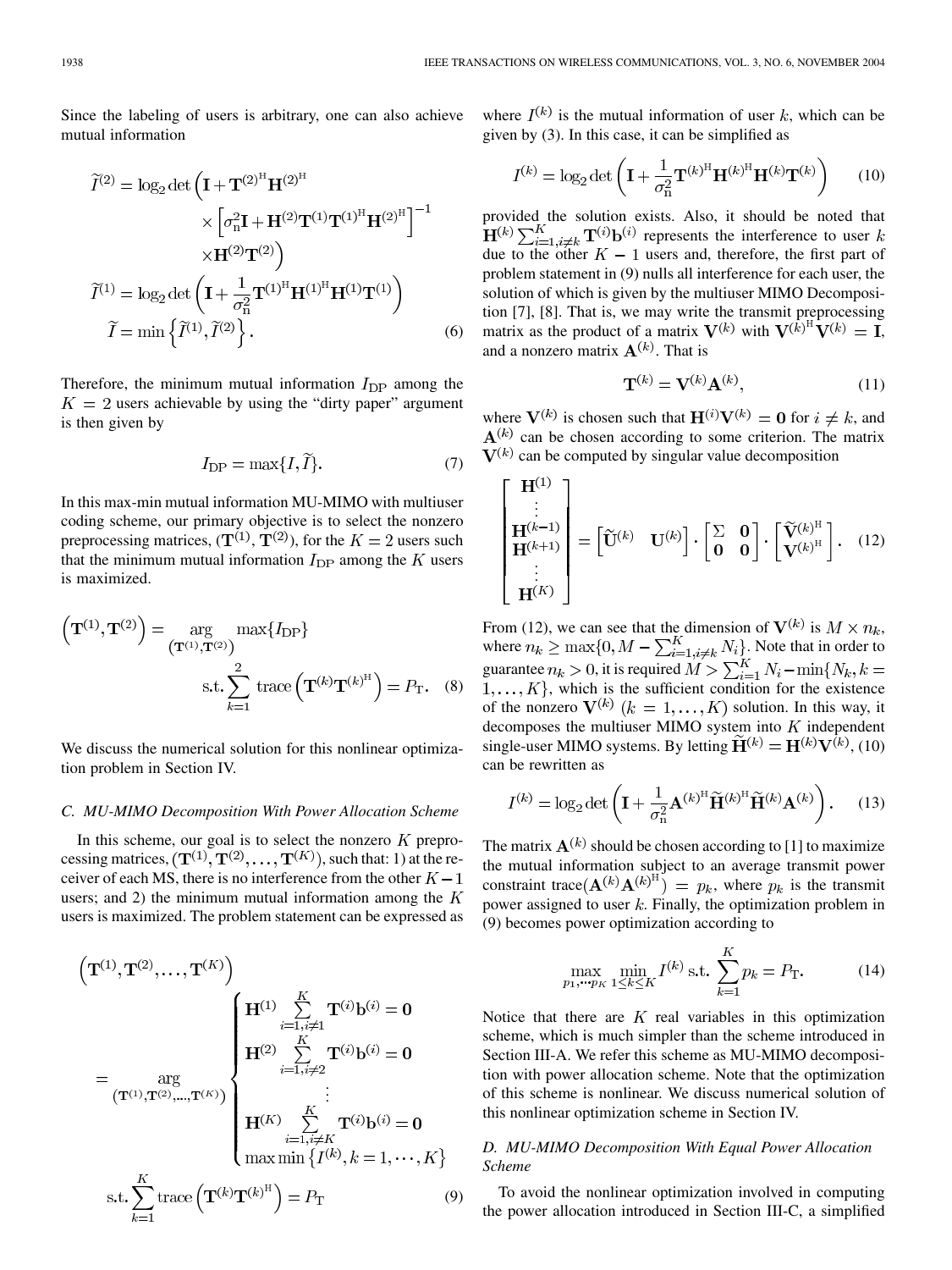Since the labeling of users is arbitrary, one can also achieve mutual information

$$\begin{aligned}\widetilde{I}^{(2)} &= \log_2 \det\Big(\mathbf{I} + \mathbf{T}^{(2)^{\mathrm{H}}}\mathbf{H}^{(2)^{\mathrm{H}}} \\ &\quad\times \left[\sigma_{\mathrm{n}}^2 \mathbf{I} + \mathbf{H}^{(2)}\mathbf{T}^{(1)}\mathbf{T}^{(1)^{\mathrm{H}}}\mathbf{H}^{(2)^{\mathrm{H}}}\right]^{-1} \\ &\quad\times \mathbf{H}^{(2)}\mathbf{T}^{(2)}\Big) \\ \widetilde{I}^{(1)} &= \log_2 \det\left(\mathbf{I} + \frac{1}{\sigma_{\mathrm{n}}^2}\mathbf{T}^{(1)^{\mathrm{H}}}\mathbf{H}^{(1)^{\mathrm{H}}}\mathbf{H}^{(1)}\mathbf{T}^{(1)}\right) \\ \widetilde{I} &= \min\left\{\widetilde{I}^{(1)}, \widetilde{I}^{(2)}\right\}. \end{aligned} \tag{6}$$

Therefore, the minimum mutual information $I_{\mathrm{DP}}$ among the $K = 2$ users achievable by using the "dirty paper" argument is then given by

$$I_{\mathrm{DP}} = \max\{I, \widetilde{I}\}. \tag{7}$$

In this max-min mutual information MU-MIMO with multiuser coding scheme, our primary objective is to select the nonzero preprocessing matrices, $(\mathbf{T}^{(1)}, \mathbf{T}^{(2)})$, for the $K = 2$ users such that the minimum mutual information $I_{\mathrm{DP}}$ among the $K$ users is maximized.

$$\left(\mathbf{T}^{(1)}, \mathbf{T}^{(2)}\right) = \underset{\left(\mathbf{T}^{(1)}, \mathbf{T}^{(2)}\right)}{\arg} \max\{I_{\mathrm{DP}}\} \quad \text{s.t.} \sum_{k=1}^{2} \operatorname{trace}\left(\mathbf{T}^{(k)}\mathbf{T}^{(k)^{\mathrm{H}}}\right) = P_{\mathrm{T}}. \tag{8}$$

We discuss the numerical solution for this nonlinear optimization problem in Section IV.

### C. MU-MIMO Decomposition With Power Allocation Scheme

In this scheme, our goal is to select the nonzero $K$ preprocessing matrices, $(\mathbf{T}^{(1)}, \mathbf{T}^{(2)}, \ldots, \mathbf{T}^{(K)})$, such that: 1) at the receiver of each MS, there is no interference from the other $K-1$ users; and 2) the minimum mutual information among the $K$ users is maximized. The problem statement can be expressed as

$$\left(\mathbf{T}^{(1)}, \mathbf{T}^{(2)}, \ldots, \mathbf{T}^{(K)}\right) = \underset{\left(\mathbf{T}^{(1)}, \mathbf{T}^{(2)}, \ldots, \mathbf{T}^{(K)}\right)}{\arg} \begin{cases} \mathbf{H}^{(1)} \sum\limits_{i=1, i\neq 1}^{K} \mathbf{T}^{(i)}\mathbf{b}^{(i)} = \mathbf{0} \\ \mathbf{H}^{(2)} \sum\limits_{i=1, i\neq 2}^{K} \mathbf{T}^{(i)}\mathbf{b}^{(i)} = \mathbf{0} \\ \vdots \\ \mathbf{H}^{(K)} \sum\limits_{i=1, i\neq K}^{K} \mathbf{T}^{(i)}\mathbf{b}^{(i)} = \mathbf{0} \\ \max\min\left\{I^{(k)}, k = 1, \cdots, K\right\} \end{cases}$$
$$\text{s.t.} \sum_{k=1}^{K} \operatorname{trace}\left(\mathbf{T}^{(k)}\mathbf{T}^{(k)^{\mathrm{H}}}\right) = P_{\mathrm{T}} \tag{9}$$

where $I^{(k)}$ is the mutual information of user $k$, which can be given by (3). In this case, it can be simplified as

$$I^{(k)} = \log_2 \det\left(\mathbf{I} + \frac{1}{\sigma_{\mathrm{n}}^2}\mathbf{T}^{(k)^{\mathrm{H}}}\mathbf{H}^{(k)^{\mathrm{H}}}\mathbf{H}^{(k)}\mathbf{T}^{(k)}\right) \tag{10}$$

provided the solution exists. Also, it should be noted that $\mathbf{H}^{(k)} \sum_{i=1, i\neq k}^{K} \mathbf{T}^{(i)}\mathbf{b}^{(i)}$ represents the interference to user $k$ due to the other $K-1$ users and, therefore, the first part of problem statement in (9) nulls all interference for each user, the solution of which is given by the multiuser MIMO Decomposition [7], [8]. That is, we may write the transmit preprocessing matrix as the product of a matrix $\mathbf{V}^{(k)}$ with $\mathbf{V}^{(k)^{\mathrm{H}}}\mathbf{V}^{(k)} = \mathbf{I}$, and a nonzero matrix $\mathbf{A}^{(k)}$. That is

$$\mathbf{T}^{(k)} = \mathbf{V}^{(k)}\mathbf{A}^{(k)}, \tag{11}$$

where $\mathbf{V}^{(k)}$ is chosen such that $\mathbf{H}^{(i)}\mathbf{V}^{(k)} = \mathbf{0}$ for $i \neq k$, and $\mathbf{A}^{(k)}$ can be chosen according to some criterion. The matrix $\mathbf{V}^{(k)}$ can be computed by singular value decomposition

$$\begin{bmatrix} \mathbf{H}^{(1)} \\ \vdots \\ \mathbf{H}^{(k-1)} \\ \mathbf{H}^{(k+1)} \\ \vdots \\ \mathbf{H}^{(K)} \end{bmatrix} = \begin{bmatrix} \widetilde{\mathbf{U}}^{(k)} & \mathbf{U}^{(k)} \end{bmatrix} \cdot \begin{bmatrix} \Sigma & \mathbf{0} \\ \mathbf{0} & \mathbf{0} \end{bmatrix} \cdot \begin{bmatrix} \widetilde{\mathbf{V}}^{(k)^{\mathrm{H}}} \\ \mathbf{V}^{(k)^{\mathrm{H}}} \end{bmatrix}. \tag{12}$$

From (12), we can see that the dimension of $\mathbf{V}^{(k)}$ is $M \times n_k$, where $n_k \geq \max\{0, M - \sum_{i=1, i\neq k}^{K} N_i\}$. Note that in order to guarantee $n_k > 0$, it is required $M > \sum_{i=1}^{K} N_i - \min\{N_k, k = 1, \ldots, K\}$, which is the sufficient condition for the existence of the nonzero $\mathbf{V}^{(k)}$ $(k = 1, \ldots, K)$ solution. In this way, it decomposes the multiuser MIMO system into $K$ independent single-user MIMO systems. By letting $\widetilde{\mathbf{H}}^{(k)} = \mathbf{H}^{(k)}\mathbf{V}^{(k)}$, (10) can be rewritten as

$$I^{(k)} = \log_2 \det\left(\mathbf{I} + \frac{1}{\sigma_{\mathrm{n}}^2}\mathbf{A}^{(k)^{\mathrm{H}}}\widetilde{\mathbf{H}}^{(k)^{\mathrm{H}}}\widetilde{\mathbf{H}}^{(k)}\mathbf{A}^{(k)}\right). \tag{13}$$

The matrix $\mathbf{A}^{(k)}$ should be chosen according to [1] to maximize the mutual information subject to an average transmit power constraint $\operatorname{trace}(\mathbf{A}^{(k)}\mathbf{A}^{(k)^{\mathrm{H}}}) = p_k$, where $p_k$ is the transmit power assigned to user $k$. Finally, the optimization problem in (9) becomes power optimization according to

$$\max_{p_1, \cdots p_K} \min_{1 \leq k \leq K} I^{(k)} \ \text{s.t.} \sum_{k=1}^{K} p_k = P_{\mathrm{T}}. \tag{14}$$

Notice that there are $K$ real variables in this optimization scheme, which is much simpler than the scheme introduced in Section III-A. We refer this scheme as MU-MIMO decomposition with power allocation scheme. Note that the optimization of this scheme is nonlinear. We discuss numerical solution of this nonlinear optimization scheme in Section IV.

### D. MU-MIMO Decomposition With Equal Power Allocation Scheme

To avoid the nonlinear optimization involved in computing the power allocation introduced in Section III-C, a simplified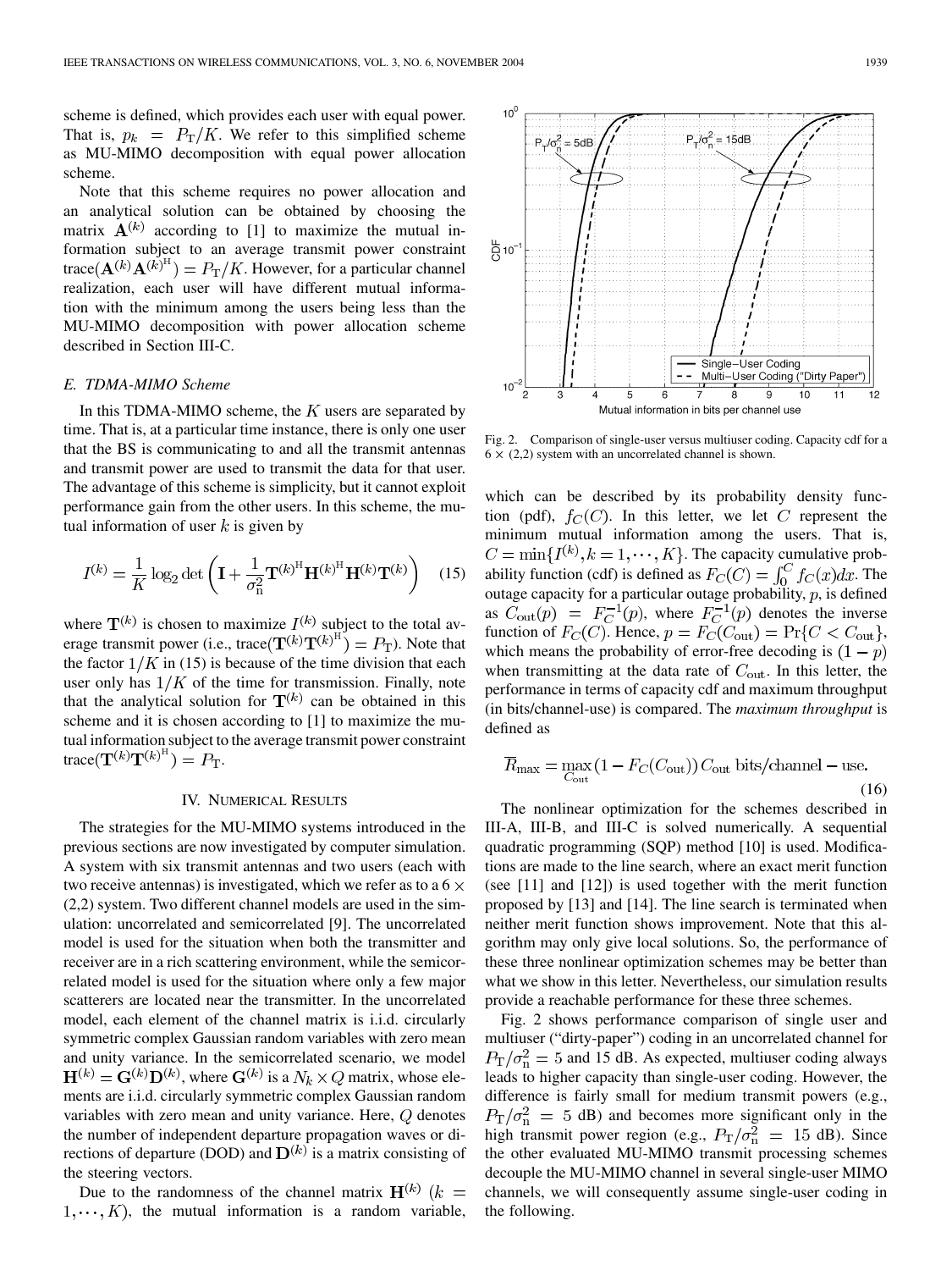scheme is defined, which provides each user with equal power. That is, $p_k = P_T/K$. We refer to this simplified scheme as MU-MIMO decomposition with equal power allocation scheme.

Note that this scheme requires no power allocation and an analytical solution can be obtained by choosing the matrix $\mathbf{A}^{(k)}$ according to [1] to maximize the mutual information subject to an average transmit power constraint $\text{trace}(\mathbf{A}^{(k)}\mathbf{A}^{(k)^H}) = P_T/K$. However, for a particular channel realization, each user will have different mutual information with the minimum among the users being less than the MU-MIMO decomposition with power allocation scheme described in Section III-C.

### *E. TDMA-MIMO Scheme*

In this TDMA-MIMO scheme, the $K$ users are separated by time. That is, at a particular time instance, there is only one user that the BS is communicating to and all the transmit antennas and transmit power are used to transmit the data for that user. The advantage of this scheme is simplicity, but it cannot exploit performance gain from the other users. In this scheme, the mutual information of user $k$ is given by

$$I^{(k)} = \frac{1}{K} \log_2 \det \left( \mathbf{I} + \frac{1}{\sigma_n^2} \mathbf{T}^{(k)^H} \mathbf{H}^{(k)^H} \mathbf{H}^{(k)} \mathbf{T}^{(k)} \right) \quad (15)$$

where $\mathbf{T}^{(k)}$ is chosen to maximize $I^{(k)}$ subject to the total average transmit power (i.e., $\text{trace}(\mathbf{T}^{(k)}\mathbf{T}^{(k)^H}) = P_T$). Note that the factor $1/K$ in (15) is because of the time division that each user only has $1/K$ of the time for transmission. Finally, note that the analytical solution for $\mathbf{T}^{(k)}$ can be obtained in this scheme and it is chosen according to [1] to maximize the mutual information subject to the average transmit power constraint $\text{trace}(\mathbf{T}^{(k)}\mathbf{T}^{(k)^H}) = P_T$.

## IV. Numerical Results

The strategies for the MU-MIMO systems introduced in the previous sections are now investigated by computer simulation. A system with six transmit antennas and two users (each with two receive antennas) is investigated, which we refer as to a $6 \times (2,2)$ system. Two different channel models are used in the simulation: uncorrelated and semicorrelated [9]. The uncorrelated model is used for the situation when both the transmitter and receiver are in a rich scattering environment, while the semicorrelated model is used for the situation where only a few major scatterers are located near the transmitter. In the uncorrelated model, each element of the channel matrix is i.i.d. circularly symmetric complex Gaussian random variables with zero mean and unity variance. In the semicorrelated scenario, we model $\mathbf{H}^{(k)} = \mathbf{G}^{(k)}\mathbf{D}^{(k)}$, where $\mathbf{G}^{(k)}$ is a $N_k \times Q$ matrix, whose elements are i.i.d. circularly symmetric complex Gaussian random variables with zero mean and unity variance. Here, $Q$ denotes the number of independent departure propagation waves or directions of departure (DOD) and $\mathbf{D}^{(k)}$ is a matrix consisting of the steering vectors.

Due to the randomness of the channel matrix $\mathbf{H}^{(k)}$ ($k = 1, \cdots, K$), the mutual information is a random variable, which can be described by its probability density function (pdf), $f_C(C)$. In this letter, we let $C$ represent the minimum mutual information among the users. That is, $C = \min\{I^{(k)}, k = 1, \cdots, K\}$. The capacity cumulative probability function (cdf) is defined as $F_C(C) = \int_0^C f_C(x)dx$. The outage capacity for a particular outage probability, $p$, is defined as $C_{\text{out}}(p) = F_C^{-1}(p)$, where $F_C^{-1}(p)$ denotes the inverse function of $F_C(C)$. Hence, $p = F_C(C_{\text{out}}) = \Pr\{C < C_{\text{out}}\}$, which means the probability of error-free decoding is $(1 - p)$ when transmitting at the data rate of $C_{\text{out}}$. In this letter, the performance in terms of capacity cdf and maximum throughput (in bits/channel-use) is compared. The *maximum throughput* is defined as

$$\overline{R}_{\max} = \max_{C_{\text{out}}} (1 - F_C(C_{\text{out}})) C_{\text{out}} \text{ bits/channel} - \text{use}. \quad (16)$$

The nonlinear optimization for the schemes described in III-A, III-B, and III-C is solved numerically. A sequential quadratic programming (SQP) method [10] is used. Modifications are made to the line search, where an exact merit function (see [11] and [12]) is used together with the merit function proposed by [13] and [14]. The line search is terminated when neither merit function shows improvement. Note that this algorithm may only give local solutions. So, the performance of these three nonlinear optimization schemes may be better than what we show in this letter. Nevertheless, our simulation results provide a reachable performance for these three schemes.

Fig. 2 shows performance comparison of single user and multiuser ("dirty-paper") coding in an uncorrelated channel for $P_T/\sigma_n^2 = 5$ and 15 dB. As expected, multiuser coding always leads to higher capacity than single-user coding. However, the difference is fairly small for medium transmit powers (e.g., $P_T/\sigma_n^2 = 5$ dB) and becomes more significant only in the high transmit power region (e.g., $P_T/\sigma_n^2 = 15$ dB). Since the other evaluated MU-MIMO transmit processing schemes decouple the MU-MIMO channel in several single-user MIMO channels, we will consequently assume single-user coding in the following.

Fig. 2. Comparison of single-user versus multiuser coding. Capacity cdf for a $6 \times (2,2)$ system with an uncorrelated channel is shown.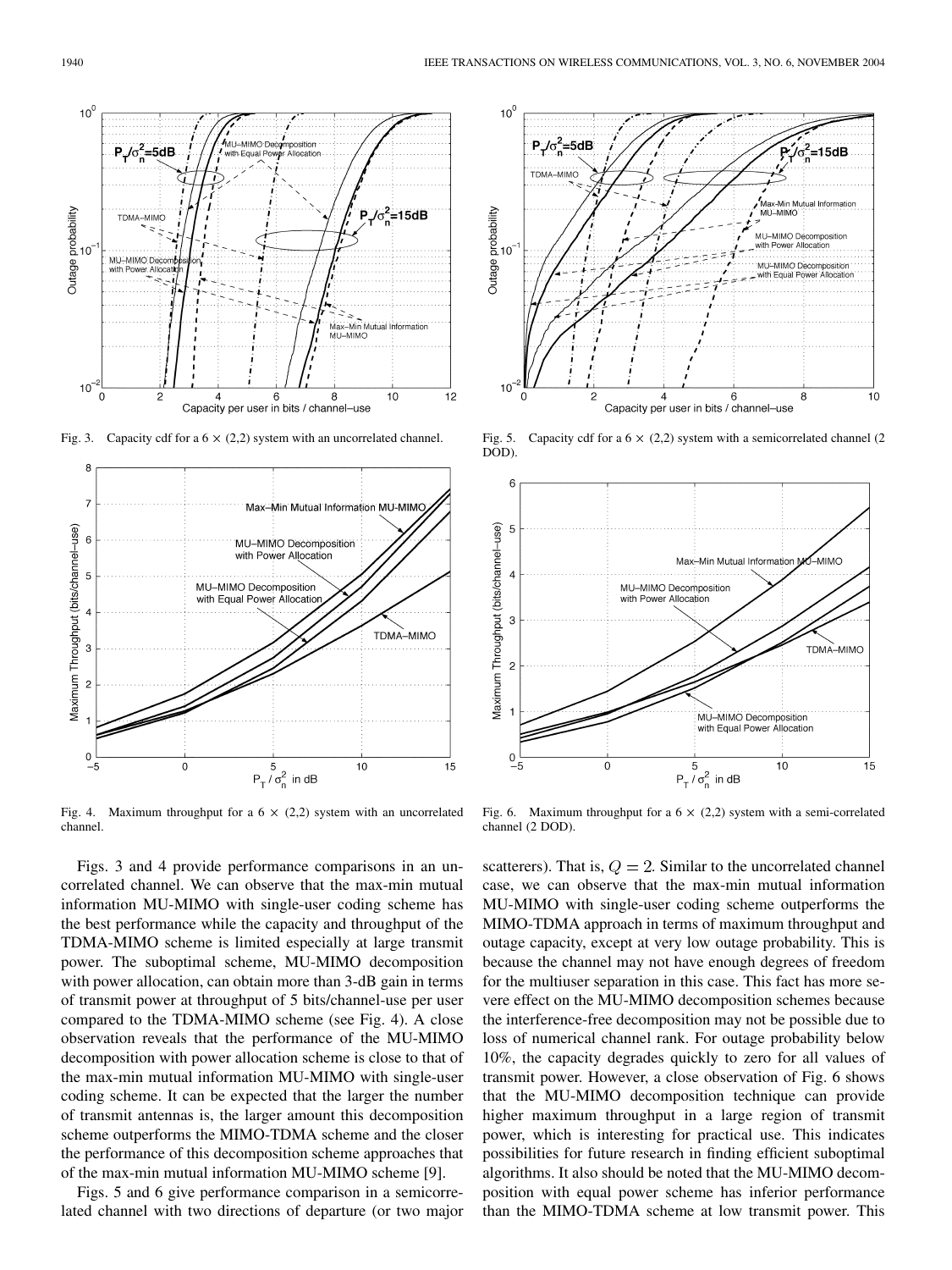Fig. 3. Capacity cdf for a 6 × (2,2) system with an uncorrelated channel.

Fig. 4. Maximum throughput for a 6 × (2,2) system with an uncorrelated channel.

Fig. 5. Capacity cdf for a 6 × (2,2) system with a semicorrelated channel (2 DOD).

Fig. 6. Maximum throughput for a 6 × (2,2) system with a semi-correlated channel (2 DOD).

Figs. 3 and 4 provide performance comparisons in an uncorrelated channel. We can observe that the max-min mutual information MU-MIMO with single-user coding scheme has the best performance while the capacity and throughput of the TDMA-MIMO scheme is limited especially at large transmit power. The suboptimal scheme, MU-MIMO decomposition with power allocation, can obtain more than 3-dB gain in terms of transmit power at throughput of 5 bits/channel-use per user compared to the TDMA-MIMO scheme (see Fig. 4). A close observation reveals that the performance of the MU-MIMO decomposition with power allocation scheme is close to that of the max-min mutual information MU-MIMO with single-user coding scheme. It can be expected that the larger the number of transmit antennas is, the larger amount this decomposition scheme outperforms the MIMO-TDMA scheme and the closer the performance of this decomposition scheme approaches that of the max-min mutual information MU-MIMO scheme [9].

Figs. 5 and 6 give performance comparison in a semicorrelated channel with two directions of departure (or two major scatterers). That is, $Q = 2$. Similar to the uncorrelated channel case, we can observe that the max-min mutual information MU-MIMO with single-user coding scheme outperforms the MIMO-TDMA approach in terms of maximum throughput and outage capacity, except at very low outage probability. This is because the channel may not have enough degrees of freedom for the multiuser separation in this case. This fact has more severe effect on the MU-MIMO decomposition schemes because the interference-free decomposition may not be possible due to loss of numerical channel rank. For outage probability below 10%, the capacity degrades quickly to zero for all values of transmit power. However, a close observation of Fig. 6 shows that the MU-MIMO decomposition technique can provide higher maximum throughput in a large region of transmit power, which is interesting for practical use. This indicates possibilities for future research in finding efficient suboptimal algorithms. It also should be noted that the MU-MIMO decomposition with equal power scheme has inferior performance than the MIMO-TDMA scheme at low transmit power. This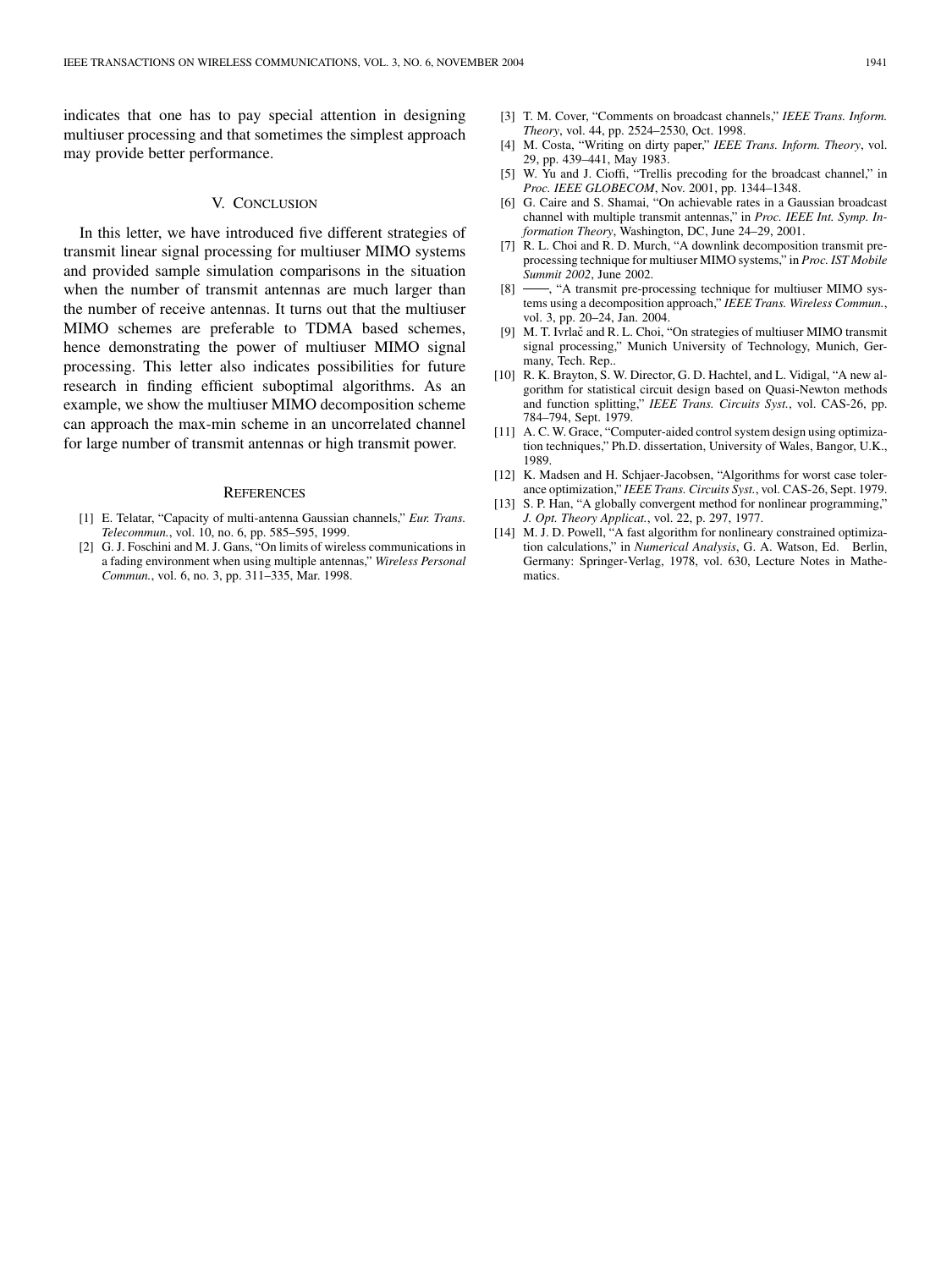indicates that one has to pay special attention in designing multiuser processing and that sometimes the simplest approach may provide better performance.

## V. Conclusion

In this letter, we have introduced five different strategies of transmit linear signal processing for multiuser MIMO systems and provided sample simulation comparisons in the situation when the number of transmit antennas are much larger than the number of receive antennas. It turns out that the multiuser MIMO schemes are preferable to TDMA based schemes, hence demonstrating the power of multiuser MIMO signal processing. This letter also indicates possibilities for future research in finding efficient suboptimal algorithms. As an example, we show the multiuser MIMO decomposition scheme can approach the max-min scheme in an uncorrelated channel for large number of transmit antennas or high transmit power.

## References

[1] E. Telatar, "Capacity of multi-antenna Gaussian channels," *Eur. Trans. Telecommun.*, vol. 10, no. 6, pp. 585–595, 1999.

[2] G. J. Foschini and M. J. Gans, "On limits of wireless communications in a fading environment when using multiple antennas," *Wireless Personal Commun.*, vol. 6, no. 3, pp. 311–335, Mar. 1998.

[3] T. M. Cover, "Comments on broadcast channels," *IEEE Trans. Inform. Theory*, vol. 44, pp. 2524–2530, Oct. 1998.

[4] M. Costa, "Writing on dirty paper," *IEEE Trans. Inform. Theory*, vol. 29, pp. 439–441, May 1983.

[5] W. Yu and J. Cioffi, "Trellis precoding for the broadcast channel," in *Proc. IEEE GLOBECOM*, Nov. 2001, pp. 1344–1348.

[6] G. Caire and S. Shamai, "On achievable rates in a Gaussian broadcast channel with multiple transmit antennas," in *Proc. IEEE Int. Symp. Information Theory*, Washington, DC, June 24–29, 2001.

[7] R. L. Choi and R. D. Murch, "A downlink decomposition transmit preprocessing technique for multiuser MIMO systems," in *Proc. IST Mobile Summit 2002*, June 2002.

[8] ——, "A transmit pre-processing technique for multiuser MIMO systems using a decomposition approach," *IEEE Trans. Wireless Commun.*, vol. 3, pp. 20–24, Jan. 2004.

[9] M. T. Ivrlač and R. L. Choi, "On strategies of multiuser MIMO transmit signal processing," Munich University of Technology, Munich, Germany, Tech. Rep..

[10] R. K. Brayton, S. W. Director, G. D. Hachtel, and L. Vidigal, "A new algorithm for statistical circuit design based on Quasi-Newton methods and function splitting," *IEEE Trans. Circuits Syst.*, vol. CAS-26, pp. 784–794, Sept. 1979.

[11] A. C. W. Grace, "Computer-aided control system design using optimization techniques," Ph.D. dissertation, University of Wales, Bangor, U.K., 1989.

[12] K. Madsen and H. Schjaer-Jacobsen, "Algorithms for worst case tolerance optimization," *IEEE Trans. Circuits Syst.*, vol. CAS-26, Sept. 1979.

[13] S. P. Han, "A globally convergent method for nonlinear programming," *J. Opt. Theory Applicat.*, vol. 22, p. 297, 1977.

[14] M. J. D. Powell, "A fast algorithm for nonlineary constrained optimization calculations," in *Numerical Analysis*, G. A. Watson, Ed. Berlin, Germany: Springer-Verlag, 1978, vol. 630, Lecture Notes in Mathematics.